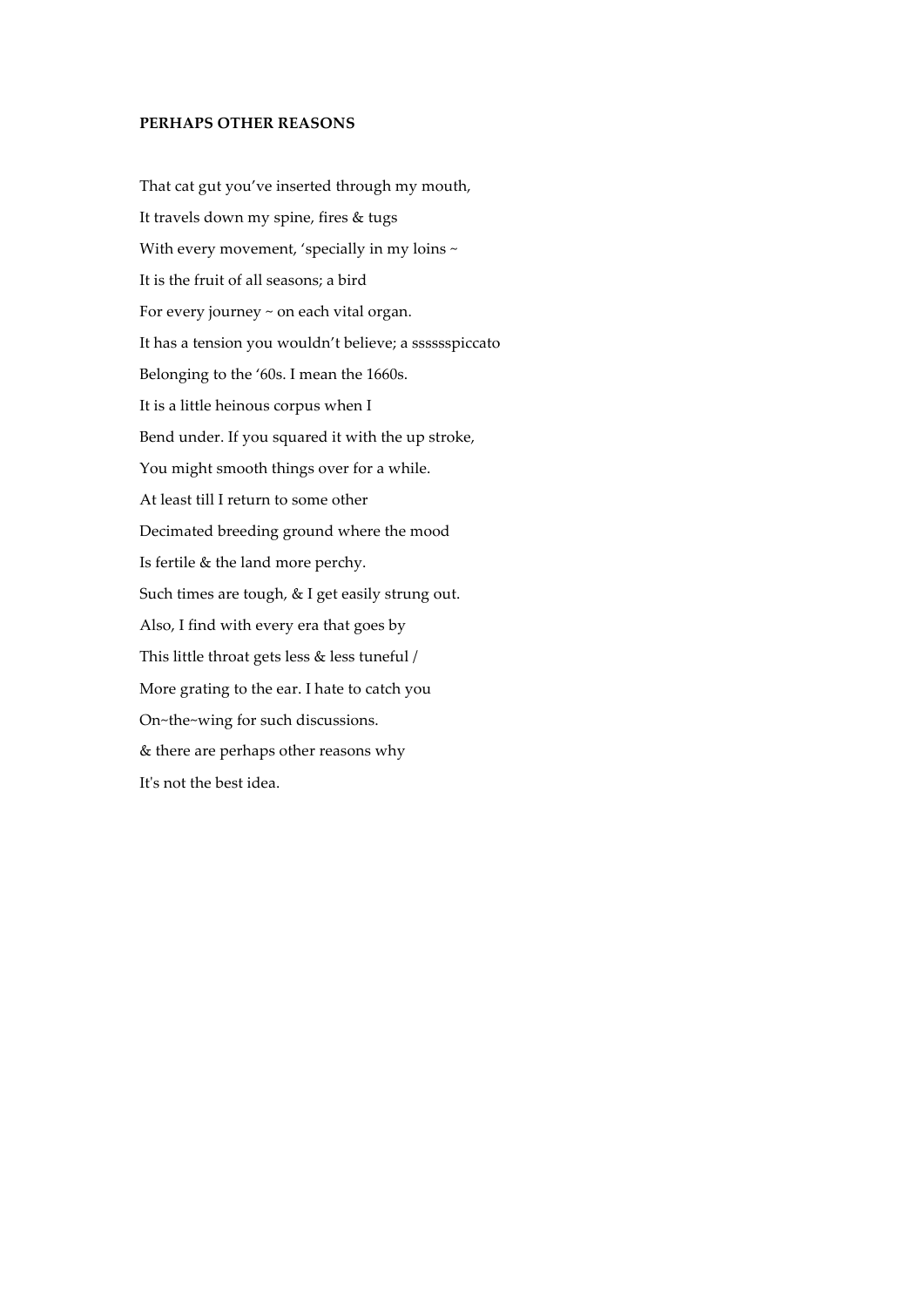**PERHAPS OTHER REASONS**

That cat gut you've inserted through my mouth,  
It travels down my spine, fires & tugs  
With every movement, 'specially in my loins ~  
It is the fruit of all seasons; a bird  
For every journey ~ on each vital organ.  
It has a tension you wouldn't believe; a ssssssspiccato  
Belonging to the '60s. I mean the 1660s.  
It is a little heinous corpus when I  
Bend under. If you squared it with the up stroke,  
You might smooth things over for a while.  
At least till I return to some other  
Decimated breeding ground where the mood  
Is fertile & the land more perchy.  
Such times are tough, & I get easily strung out.  
Also, I find with every era that goes by  
This little throat gets less & less tuneful /  
More grating to the ear. I hate to catch you  
On~the~wing for such discussions.  
& there are perhaps other reasons why  
It's not the best idea.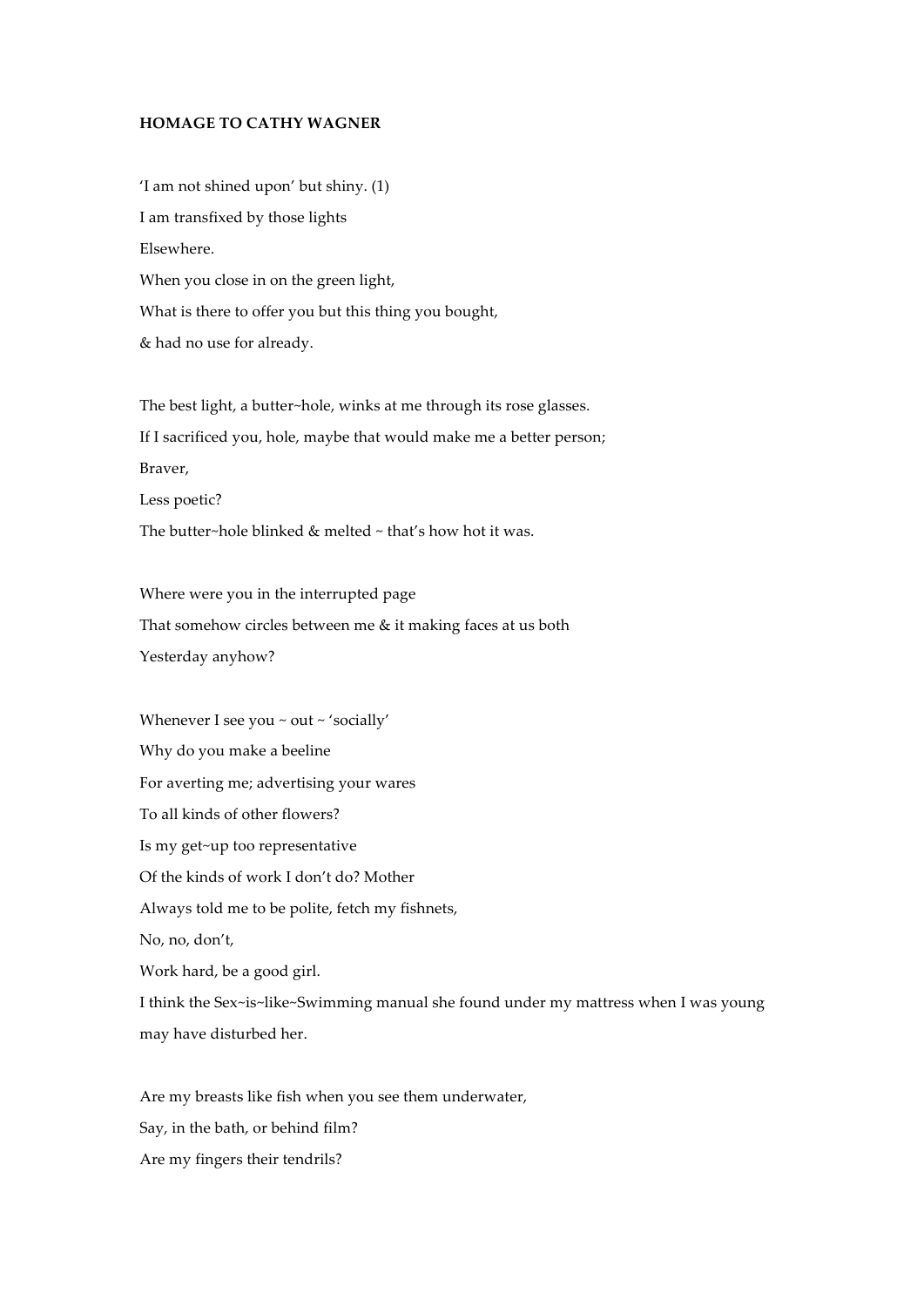**HOMAGE TO CATHY WAGNER**

'I am not shined upon' but shiny. (1)

I am transfixed by those lights

Elsewhere.

When you close in on the green light,

What is there to offer you but this thing you bought,

& had no use for already.

The best light, a butter~hole, winks at me through its rose glasses.

If I sacrificed you, hole, maybe that would make me a better person;

Braver,

Less poetic?

The butter~hole blinked & melted ~ that's how hot it was.

Where were you in the interrupted page

That somehow circles between me & it making faces at us both

Yesterday anyhow?

Whenever I see you ~ out ~ 'socially'

Why do you make a beeline

For averting me; advertising your wares

To all kinds of other flowers?

Is my get~up too representative

Of the kinds of work I don't do? Mother

Always told me to be polite, fetch my fishnets,

No, no, don't,

Work hard, be a good girl.

I think the Sex~is~like~Swimming manual she found under my mattress when I was young may have disturbed her.

Are my breasts like fish when you see them underwater,

Say, in the bath, or behind film?

Are my fingers their tendrils?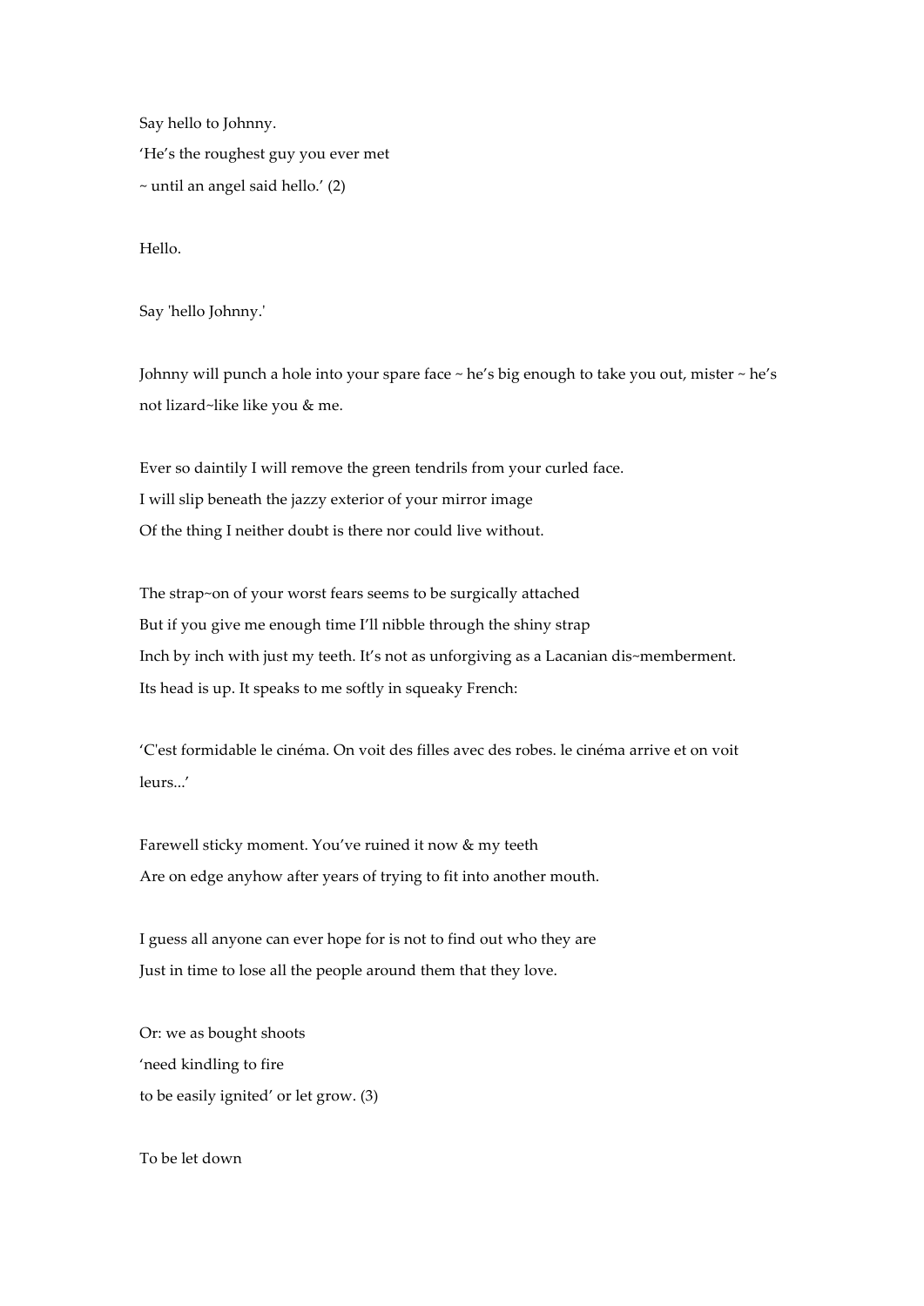Say hello to Johnny.
'He's the roughest guy you ever met
~ until an angel said hello.' (2)

Hello.

Say 'hello Johnny.'

Johnny will punch a hole into your spare face ~ he's big enough to take you out, mister ~ he's not lizard~like like you & me.

Ever so daintily I will remove the green tendrils from your curled face.
I will slip beneath the jazzy exterior of your mirror image
Of the thing I neither doubt is there nor could live without.

The strap~on of your worst fears seems to be surgically attached
But if you give me enough time I'll nibble through the shiny strap
Inch by inch with just my teeth. It's not as unforgiving as a Lacanian dis~memberment.
Its head is up. It speaks to me softly in squeaky French:

'C'est formidable le cinéma. On voit des filles avec des robes. le cinéma arrive et on voit leurs...'

Farewell sticky moment. You've ruined it now & my teeth
Are on edge anyhow after years of trying to fit into another mouth.

I guess all anyone can ever hope for is not to find out who they are
Just in time to lose all the people around them that they love.

Or: we as bought shoots
'need kindling to fire
to be easily ignited' or let grow. (3)

To be let down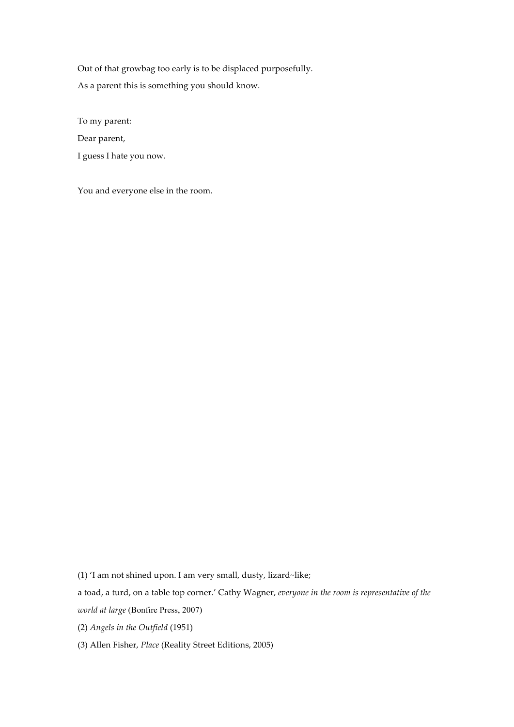Out of that growbag too early is to be displaced purposefully.

As a parent this is something you should know.

To my parent:

Dear parent,

I guess I hate you now.

You and everyone else in the room.

(1) 'I am not shined upon. I am very small, dusty, lizard~like;

a toad, a turd, on a table top corner.' Cathy Wagner, *everyone in the room is representative of the world at large* (Bonfire Press, 2007)

(2) *Angels in the Outfield* (1951)

(3) Allen Fisher, *Place* (Reality Street Editions, 2005)